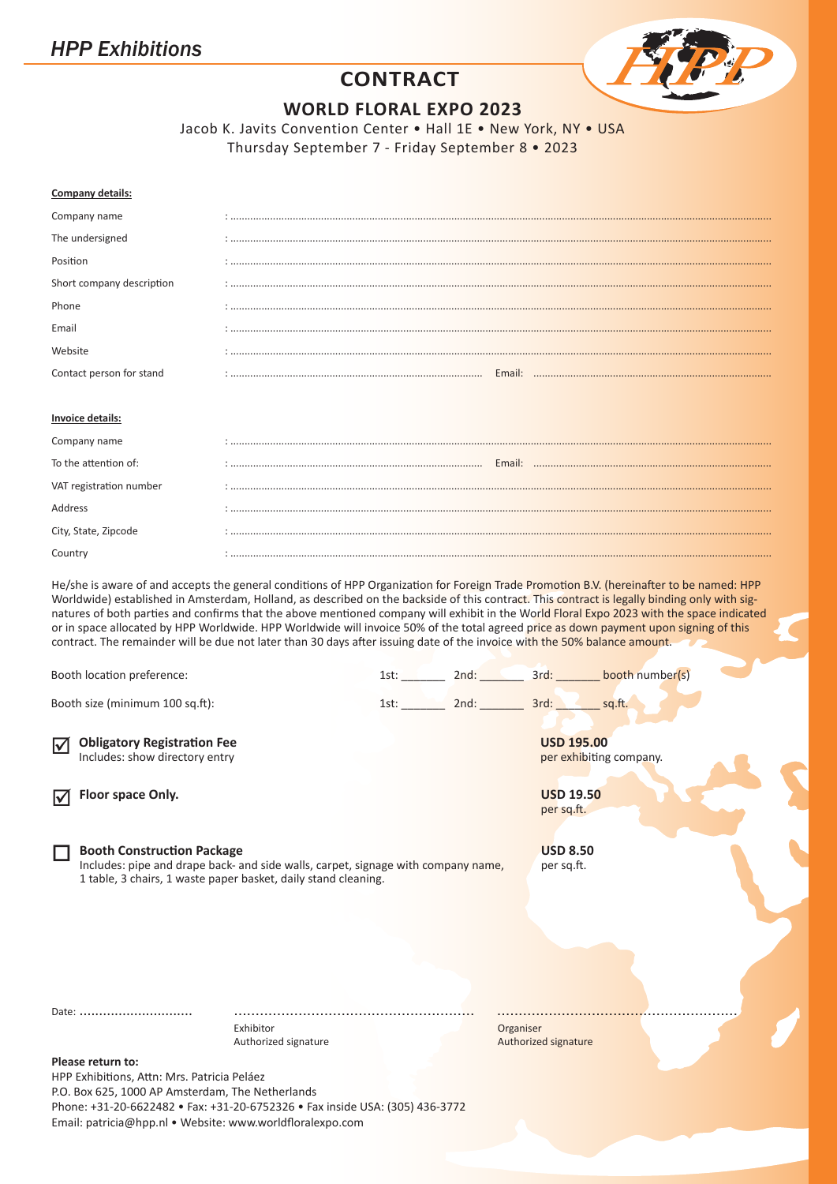*HPP Exhibitions*

# CONTRACT

## WORLD FLORAL EXPO 2023

Jacob K. Javits Convention Center • Hall 1E • New York, NY • USA
Thursday September 7 - Friday September 8 • 2023

**Company details:**

Company name : ..........
The undersigned : ..........
Position : ..........
Short company description : ..........
Phone : ..........
Email : ..........
Website : ..........
Contact person for stand : .......... Email: ..........

**Invoice details:**

Company name : ..........
To the attention of: : .......... Email: ..........
VAT registration number : ..........
Address : ..........
City, State, Zipcode : ..........
Country : ..........

He/she is aware of and accepts the general conditions of HPP Organization for Foreign Trade Promotion B.V. (hereinafter to be named: HPP Worldwide) established in Amsterdam, Holland, as described on the backside of this contract. This contract is legally binding only with signatures of both parties and confirms that the above mentioned company will exhibit in the World Floral Expo 2023 with the space indicated or in space allocated by HPP Worldwide. HPP Worldwide will invoice 50% of the total agreed price as down payment upon signing of this contract. The remainder will be due not later than 30 days after issuing date of the invoice with the 50% balance amount.

Booth location preference: 1st: _______ 2nd: _______ 3rd: _______ booth number(s)

Booth size (minimum 100 sq.ft): 1st: _______ 2nd: _______ 3rd: _______ sq.ft.

☑ **Obligatory Registration Fee** — **USD 195.00** per exhibiting company.
Includes: show directory entry

☑ **Floor space Only.** — **USD 19.50** per sq.ft.

☐ **Booth Construction Package** — **USD 8.50** per sq.ft.
Includes: pipe and drape back- and side walls, carpet, signage with company name, 1 table, 3 chairs, 1 waste paper basket, daily stand cleaning.

Date: ..........

..........
Exhibitor
Authorized signature

..........
Organiser
Authorized signature

**Please return to:**
HPP Exhibitions, Attn: Mrs. Patricia Peláez
P.O. Box 625, 1000 AP Amsterdam, The Netherlands
Phone: +31-20-6622482 • Fax: +31-20-6752326 • Fax inside USA: (305) 436-3772
Email: patricia@hpp.nl • Website: www.worldfloralexpo.com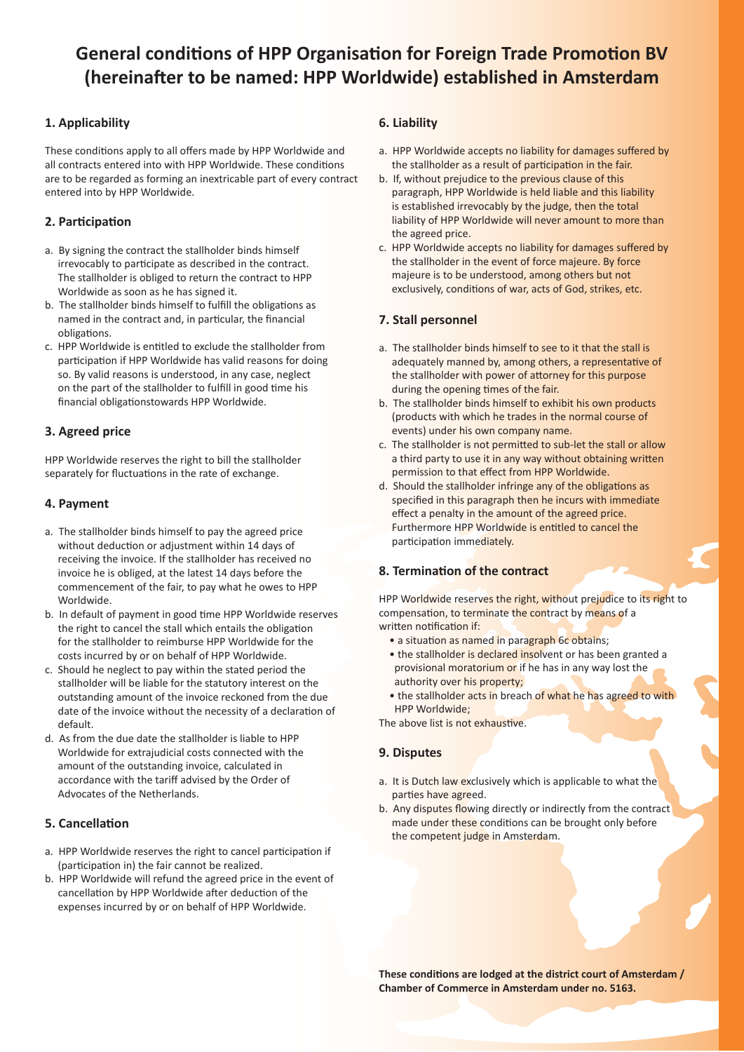# General conditions of HPP Organisation for Foreign Trade Promotion BV (hereinafter to be named: HPP Worldwide) established in Amsterdam

## 1. Applicability

These conditions apply to all offers made by HPP Worldwide and all contracts entered into with HPP Worldwide. These conditions are to be regarded as forming an inextricable part of every contract entered into by HPP Worldwide.

## 2. Participation

a. By signing the contract the stallholder binds himself irrevocably to participate as described in the contract. The stallholder is obliged to return the contract to HPP Worldwide as soon as he has signed it.
b. The stallholder binds himself to fulfill the obligations as named in the contract and, in particular, the financial obligations.
c. HPP Worldwide is entitled to exclude the stallholder from participation if HPP Worldwide has valid reasons for doing so. By valid reasons is understood, in any case, neglect on the part of the stallholder to fulfill in good time his financial obligationstowards HPP Worldwide.

## 3. Agreed price

HPP Worldwide reserves the right to bill the stallholder separately for fluctuations in the rate of exchange.

## 4. Payment

a. The stallholder binds himself to pay the agreed price without deduction or adjustment within 14 days of receiving the invoice. If the stallholder has received no invoice he is obliged, at the latest 14 days before the commencement of the fair, to pay what he owes to HPP Worldwide.
b. In default of payment in good time HPP Worldwide reserves the right to cancel the stall which entails the obligation for the stallholder to reimburse HPP Worldwide for the costs incurred by or on behalf of HPP Worldwide.
c. Should he neglect to pay within the stated period the stallholder will be liable for the statutory interest on the outstanding amount of the invoice reckoned from the due date of the invoice without the necessity of a declaration of default.
d. As from the due date the stallholder is liable to HPP Worldwide for extrajudicial costs connected with the amount of the outstanding invoice, calculated in accordance with the tariff advised by the Order of Advocates of the Netherlands.

## 5. Cancellation

a. HPP Worldwide reserves the right to cancel participation if (participation in) the fair cannot be realized.
b. HPP Worldwide will refund the agreed price in the event of cancellation by HPP Worldwide after deduction of the expenses incurred by or on behalf of HPP Worldwide.

## 6. Liability

a. HPP Worldwide accepts no liability for damages suffered by the stallholder as a result of participation in the fair.
b. If, without prejudice to the previous clause of this paragraph, HPP Worldwide is held liable and this liability is established irrevocably by the judge, then the total liability of HPP Worldwide will never amount to more than the agreed price.
c. HPP Worldwide accepts no liability for damages suffered by the stallholder in the event of force majeure. By force majeure is to be understood, among others but not exclusively, conditions of war, acts of God, strikes, etc.

## 7. Stall personnel

a. The stallholder binds himself to see to it that the stall is adequately manned by, among others, a representative of the stallholder with power of attorney for this purpose during the opening times of the fair.
b. The stallholder binds himself to exhibit his own products (products with which he trades in the normal course of events) under his own company name.
c. The stallholder is not permitted to sub-let the stall or allow a third party to use it in any way without obtaining written permission to that effect from HPP Worldwide.
d. Should the stallholder infringe any of the obligations as specified in this paragraph then he incurs with immediate effect a penalty in the amount of the agreed price. Furthermore HPP Worldwide is entitled to cancel the participation immediately.

## 8. Termination of the contract

HPP Worldwide reserves the right, without prejudice to its right to compensation, to terminate the contract by means of a written notification if:

- a situation as named in paragraph 6c obtains;
- the stallholder is declared insolvent or has been granted a provisional moratorium or if he has in any way lost the authority over his property;
- the stallholder acts in breach of what he has agreed to with HPP Worldwide;

The above list is not exhaustive.

## 9. Disputes

a. It is Dutch law exclusively which is applicable to what the parties have agreed.
b. Any disputes flowing directly or indirectly from the contract made under these conditions can be brought only before the competent judge in Amsterdam.

**These conditions are lodged at the district court of Amsterdam / Chamber of Commerce in Amsterdam under no. 5163.**